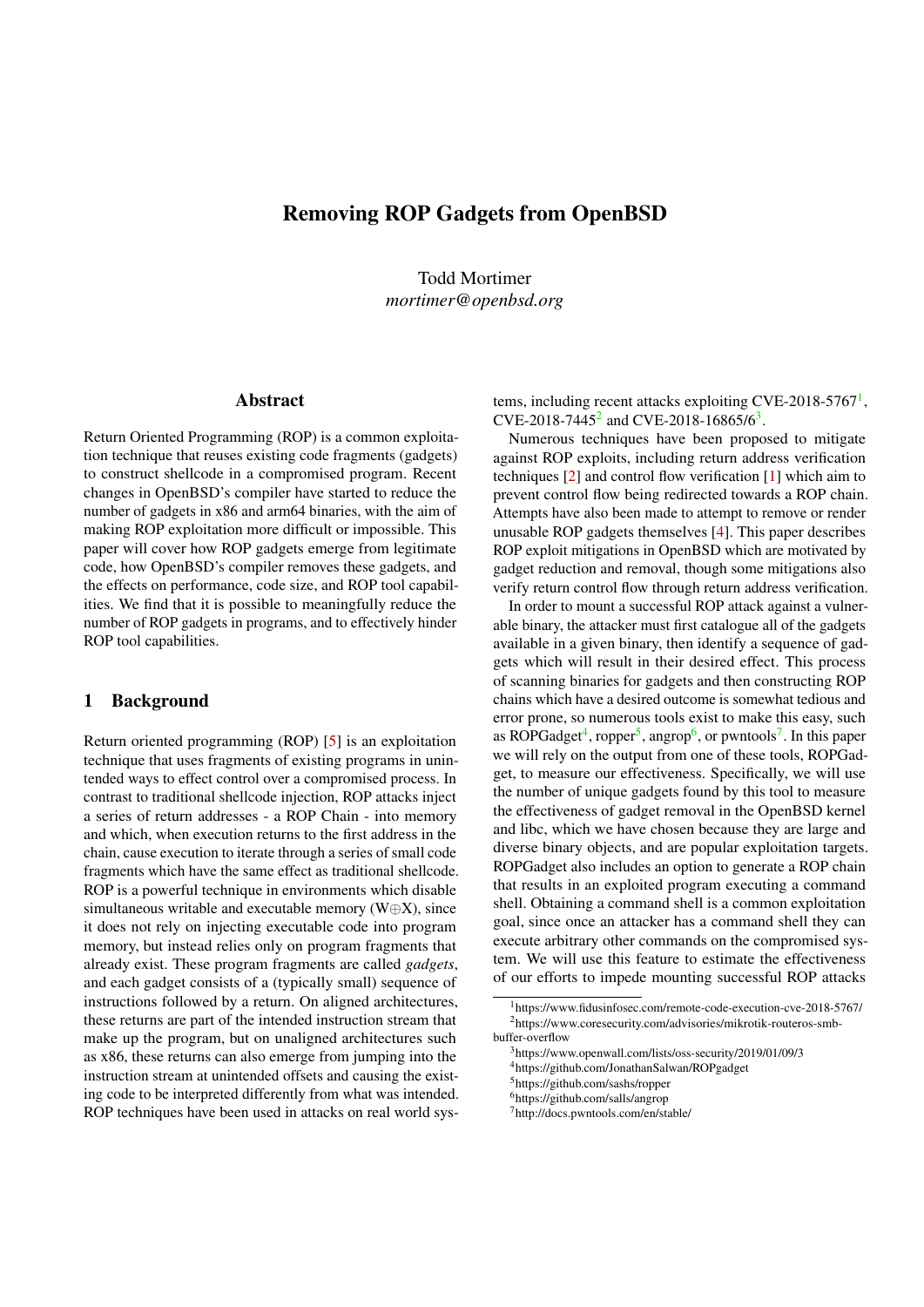# Removing ROP Gadgets from OpenBSD

Todd Mortimer
*mortimer@openbsd.org*

## Abstract

Return Oriented Programming (ROP) is a common exploitation technique that reuses existing code fragments (gadgets) to construct shellcode in a compromised program. Recent changes in OpenBSD's compiler have started to reduce the number of gadgets in x86 and arm64 binaries, with the aim of making ROP exploitation more difficult or impossible. This paper will cover how ROP gadgets emerge from legitimate code, how OpenBSD's compiler removes these gadgets, and the effects on performance, code size, and ROP tool capabilities. We find that it is possible to meaningfully reduce the number of ROP gadgets in programs, and to effectively hinder ROP tool capabilities.

## 1 Background

Return oriented programming (ROP) [5] is an exploitation technique that uses fragments of existing programs in unintended ways to effect control over a compromised process. In contrast to traditional shellcode injection, ROP attacks inject a series of return addresses - a ROP Chain - into memory and which, when execution returns to the first address in the chain, cause execution to iterate through a series of small code fragments which have the same effect as traditional shellcode. ROP is a powerful technique in environments which disable simultaneous writable and executable memory (W$\oplus$X), since it does not rely on injecting executable code into program memory, but instead relies only on program fragments that already exist. These program fragments are called *gadgets*, and each gadget consists of a (typically small) sequence of instructions followed by a return. On aligned architectures, these returns are part of the intended instruction stream that make up the program, but on unaligned architectures such as x86, these returns can also emerge from jumping into the instruction stream at unintended offsets and causing the existing code to be interpreted differently from what was intended. ROP techniques have been used in attacks on real world systems, including recent attacks exploiting CVE-2018-5767[1], CVE-2018-7445[2] and CVE-2018-16865/6[3].

Numerous techniques have been proposed to mitigate against ROP exploits, including return address verification techniques [2] and control flow verification [1] which aim to prevent control flow being redirected towards a ROP chain. Attempts have also been made to attempt to remove or render unusable ROP gadgets themselves [4]. This paper describes ROP exploit mitigations in OpenBSD which are motivated by gadget reduction and removal, though some mitigations also verify return control flow through return address verification.

In order to mount a successful ROP attack against a vulnerable binary, the attacker must first catalogue all of the gadgets available in a given binary, then identify a sequence of gadgets which will result in their desired effect. This process of scanning binaries for gadgets and then constructing ROP chains which have a desired outcome is somewhat tedious and error prone, so numerous tools exist to make this easy, such as ROPGadget[4], ropper[5], angrop[6], or pwntools[7]. In this paper we will rely on the output from one of these tools, ROPGadget, to measure our effectiveness. Specifically, we will use the number of unique gadgets found by this tool to measure the effectiveness of gadget removal in the OpenBSD kernel and libc, which we have chosen because they are large and diverse binary objects, and are popular exploitation targets. ROPGadget also includes an option to generate a ROP chain that results in an exploited program executing a command shell. Obtaining a command shell is a common exploitation goal, since once an attacker has a command shell they can execute arbitrary other commands on the compromised system. We will use this feature to estimate the effectiveness of our efforts to impede mounting successful ROP attacks

[1] https://www.fidusinfosec.com/remote-code-execution-cve-2018-5767/

[2] https://www.coresecurity.com/advisories/mikrotik-routeros-smb-buffer-overflow

[3] https://www.openwall.com/lists/oss-security/2019/01/09/3

[4] https://github.com/JonathanSalwan/ROPgadget

[5] https://github.com/sashs/ropper

[6] https://github.com/salls/angrop

[7] http://docs.pwntools.com/en/stable/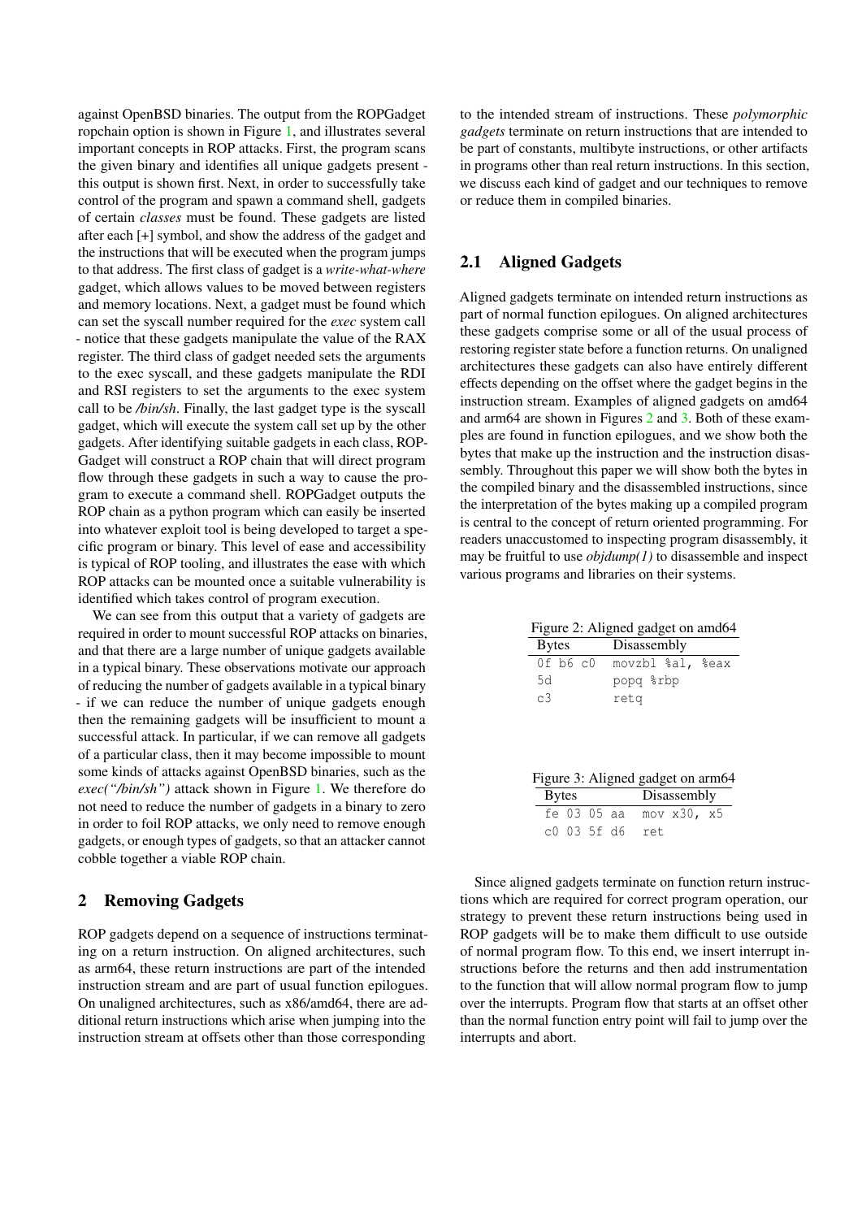against OpenBSD binaries. The output from the ROPGadget ropchain option is shown in Figure 1, and illustrates several important concepts in ROP attacks. First, the program scans the given binary and identifies all unique gadgets present - this output is shown first. Next, in order to successfully take control of the program and spawn a command shell, gadgets of certain *classes* must be found. These gadgets are listed after each [+] symbol, and show the address of the gadget and the instructions that will be executed when the program jumps to that address. The first class of gadget is a *write-what-where* gadget, which allows values to be moved between registers and memory locations. Next, a gadget must be found which can set the syscall number required for the *exec* system call - notice that these gadgets manipulate the value of the RAX register. The third class of gadget needed sets the arguments to the exec syscall, and these gadgets manipulate the RDI and RSI registers to set the arguments to the exec system call to be */bin/sh*. Finally, the last gadget type is the syscall gadget, which will execute the system call set up by the other gadgets. After identifying suitable gadgets in each class, ROPGadget will construct a ROP chain that will direct program flow through these gadgets in such a way to cause the program to execute a command shell. ROPGadget outputs the ROP chain as a python program which can easily be inserted into whatever exploit tool is being developed to target a specific program or binary. This level of ease and accessibility is typical of ROP tooling, and illustrates the ease with which ROP attacks can be mounted once a suitable vulnerability is identified which takes control of program execution.

We can see from this output that a variety of gadgets are required in order to mount successful ROP attacks on binaries, and that there are a large number of unique gadgets available in a typical binary. These observations motivate our approach of reducing the number of gadgets available in a typical binary - if we can reduce the number of unique gadgets enough then the remaining gadgets will be insufficient to mount a successful attack. In particular, if we can remove all gadgets of a particular class, then it may become impossible to mount some kinds of attacks against OpenBSD binaries, such as the *exec("/bin/sh")* attack shown in Figure 1. We therefore do not need to reduce the number of gadgets in a binary to zero in order to foil ROP attacks, we only need to remove enough gadgets, or enough types of gadgets, so that an attacker cannot cobble together a viable ROP chain.

## 2 Removing Gadgets

ROP gadgets depend on a sequence of instructions terminating on a return instruction. On aligned architectures, such as arm64, these return instructions are part of the intended instruction stream and are part of usual function epilogues. On unaligned architectures, such as x86/amd64, there are additional return instructions which arise when jumping into the instruction stream at offsets other than those corresponding to the intended stream of instructions. These *polymorphic gadgets* terminate on return instructions that are intended to be part of constants, multibyte instructions, or other artifacts in programs other than real return instructions. In this section, we discuss each kind of gadget and our techniques to remove or reduce them in compiled binaries.

### 2.1 Aligned Gadgets

Aligned gadgets terminate on intended return instructions as part of normal function epilogues. On aligned architectures these gadgets comprise some or all of the usual process of restoring register state before a function returns. On unaligned architectures these gadgets can also have entirely different effects depending on the offset where the gadget begins in the instruction stream. Examples of aligned gadgets on amd64 and arm64 are shown in Figures 2 and 3. Both of these examples are found in function epilogues, and we show both the bytes that make up the instruction and the instruction disassembly. Throughout this paper we will show both the bytes in the compiled binary and the disassembled instructions, since the interpretation of the bytes making up a compiled program is central to the concept of return oriented programming. For readers unaccustomed to inspecting program disassembly, it may be fruitful to use *objdump(1)* to disassemble and inspect various programs and libraries on their systems.

Figure 2: Aligned gadget on amd64

| Bytes | Disassembly |
|---|---|
| `0f b6 c0` | `movzbl %al, %eax` |
| `5d` | `popq %rbp` |
| `c3` | `retq` |

Figure 3: Aligned gadget on arm64

| Bytes | Disassembly |
|---|---|
| `fe 03 05 aa` | `mov x30, x5` |
| `c0 03 5f d6` | `ret` |

Since aligned gadgets terminate on function return instructions which are required for correct program operation, our strategy to prevent these return instructions being used in ROP gadgets will be to make them difficult to use outside of normal program flow. To this end, we insert interrupt instructions before the returns and then add instrumentation to the function that will allow normal program flow to jump over the interrupts. Program flow that starts at an offset other than the normal function entry point will fail to jump over the interrupts and abort.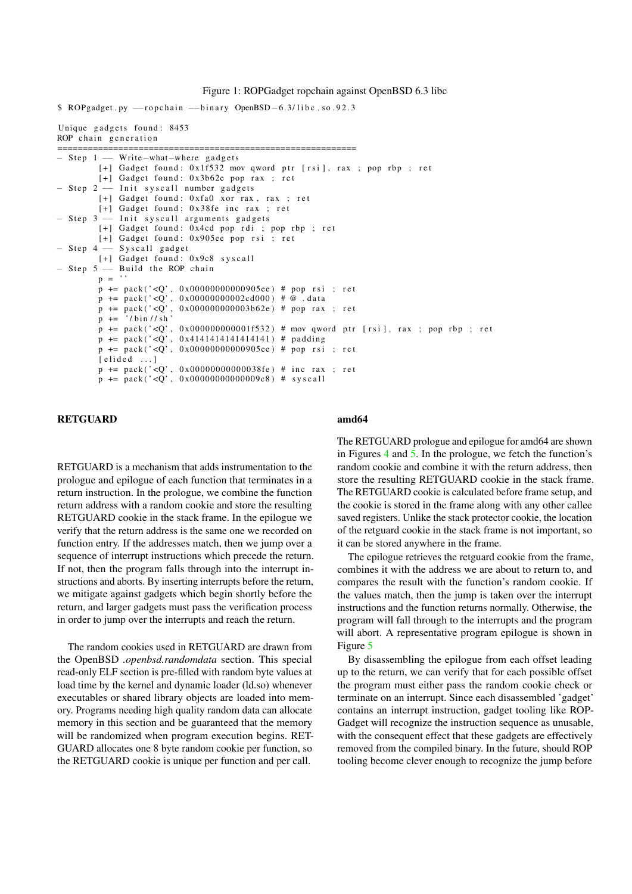Figure 1: ROPGadget ropchain against OpenBSD 6.3 libc

```
$ ROPgadget.py --ropchain --binary OpenBSD-6.3/libc.so.92.3

Unique gadgets found: 8453
ROP chain generation
===========================================================
- Step 1 -- Write-what-where gadgets
        [+] Gadget found: 0x1f532 mov qword ptr [rsi], rax ; pop rbp ; ret
        [+] Gadget found: 0x3b62e pop rax ; ret
- Step 2 -- Init syscall number gadgets
        [+] Gadget found: 0xfa0 xor rax, rax ; ret
        [+] Gadget found: 0x38fe inc rax ; ret
- Step 3 -- Init syscall arguments gadgets
        [+] Gadget found: 0x4cd pop rdi ; pop rbp ; ret
        [+] Gadget found: 0x905ee pop rsi ; ret
- Step 4 -- Syscall gadget
        [+] Gadget found: 0x9c8 syscall
- Step 5 -- Build the ROP chain
        p = ''
        p += pack('<Q', 0x00000000000905ee) # pop rsi ; ret
        p += pack('<Q', 0x00000000002cd000) # @ .data
        p += pack('<Q', 0x000000000003b62e) # pop rax ; ret
        p += '/bin//sh'
        p += pack('<Q', 0x000000000001f532) # mov qword ptr [rsi], rax ; pop rbp ; ret
        p += pack('<Q', 0x4141414141414141) # padding
        p += pack('<Q', 0x00000000000905ee) # pop rsi ; ret
        [elided ...]
        p += pack('<Q', 0x00000000000038fe) # inc rax ; ret
        p += pack('<Q', 0x00000000000009c8) # syscall
```

### RETGUARD

RETGUARD is a mechanism that adds instrumentation to the prologue and epilogue of each function that terminates in a return instruction. In the prologue, we combine the function return address with a random cookie and store the resulting RETGUARD cookie in the stack frame. In the epilogue we verify that the return address is the same one we recorded on function entry. If the addresses match, then we jump over a sequence of interrupt instructions which precede the return. If not, then the program falls through into the interrupt instructions and aborts. By inserting interrupts before the return, we mitigate against gadgets which begin shortly before the return, and larger gadgets must pass the verification process in order to jump over the interrupts and reach the return.

The random cookies used in RETGUARD are drawn from the OpenBSD *.openbsd.randomdata* section. This special read-only ELF section is pre-filled with random byte values at load time by the kernel and dynamic loader (ld.so) whenever executables or shared library objects are loaded into memory. Programs needing high quality random data can allocate memory in this section and be guaranteed that the memory will be randomized when program execution begins. RETGUARD allocates one 8 byte random cookie per function, so the RETGUARD cookie is unique per function and per call.

### amd64

The RETGUARD prologue and epilogue for amd64 are shown in Figures 4 and 5. In the prologue, we fetch the function's random cookie and combine it with the return address, then store the resulting RETGUARD cookie in the stack frame. The RETGUARD cookie is calculated before frame setup, and the cookie is stored in the frame along with any other callee saved registers. Unlike the stack protector cookie, the location of the retguard cookie in the stack frame is not important, so it can be stored anywhere in the frame.

The epilogue retrieves the retguard cookie from the frame, combines it with the address we are about to return to, and compares the result with the function's random cookie. If the values match, then the jump is taken over the interrupt instructions and the function returns normally. Otherwise, the program will fall through to the interrupts and the program will abort. A representative program epilogue is shown in Figure 5

By disassembling the epilogue from each offset leading up to the return, we can verify that for each possible offset the program must either pass the random cookie check or terminate on an interrupt. Since each disassembled 'gadget' contains an interrupt instruction, gadget tooling like ROPGadget will recognize the instruction sequence as unusable, with the consequent effect that these gadgets are effectively removed from the compiled binary. In the future, should ROP tooling become clever enough to recognize the jump before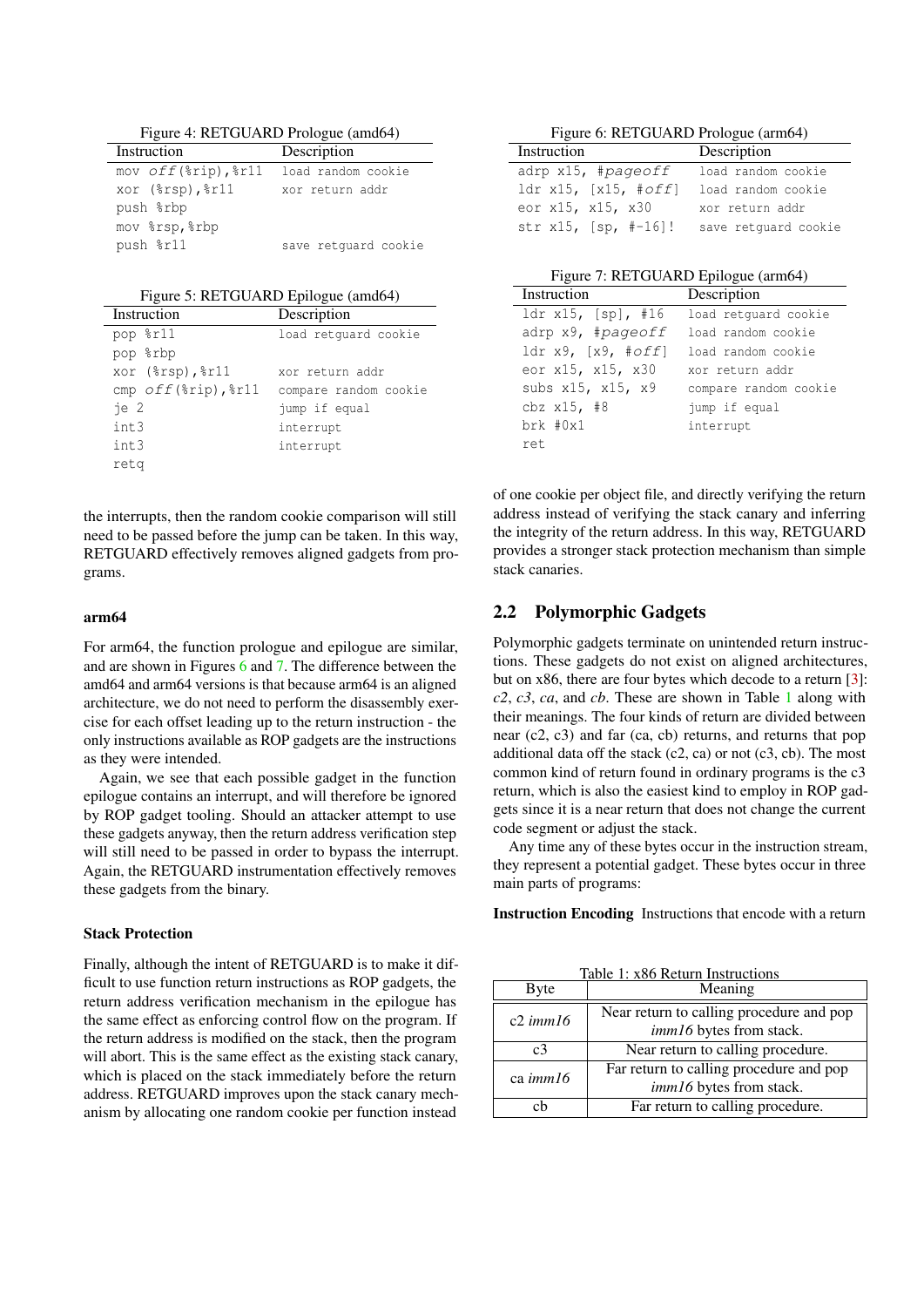Figure 4: RETGUARD Prologue (amd64)

| Instruction | Description |
|---|---|
| `mov off(%rip),%r11` | load random cookie |
| `xor (%rsp),%r11` | xor return addr |
| `push %rbp` | |
| `mov %rsp,%rbp` | |
| `push %r11` | save retguard cookie |

Figure 5: RETGUARD Epilogue (amd64)

| Instruction | Description |
|---|---|
| `pop %r11` | load retguard cookie |
| `pop %rbp` | |
| `xor (%rsp),%r11` | xor return addr |
| `cmp off(%rip),%r11` | compare random cookie |
| `je 2` | jump if equal |
| `int3` | interrupt |
| `int3` | interrupt |
| `retq` | |

the interrupts, then the random cookie comparison will still need to be passed before the jump can be taken. In this way, RETGUARD effectively removes aligned gadgets from programs.

#### arm64

For arm64, the function prologue and epilogue are similar, and are shown in Figures 6 and 7. The difference between the amd64 and arm64 versions is that because arm64 is an aligned architecture, we do not need to perform the disassembly exercise for each offset leading up to the return instruction - the only instructions available as ROP gadgets are the instructions as they were intended.

Again, we see that each possible gadget in the function epilogue contains an interrupt, and will therefore be ignored by ROP gadget tooling. Should an attacker attempt to use these gadgets anyway, then the return address verification step will still need to be passed in order to bypass the interrupt. Again, the RETGUARD instrumentation effectively removes these gadgets from the binary.

#### Stack Protection

Finally, although the intent of RETGUARD is to make it difficult to use function return instructions as ROP gadgets, the return address verification mechanism in the epilogue has the same effect as enforcing control flow on the program. If the return address is modified on the stack, then the program will abort. This is the same effect as the existing stack canary, which is placed on the stack immediately before the return address. RETGUARD improves upon the stack canary mechanism by allocating one random cookie per function instead of one cookie per object file, and directly verifying the return address instead of verifying the stack canary and inferring the integrity of the return address. In this way, RETGUARD provides a stronger stack protection mechanism than simple stack canaries.

Figure 6: RETGUARD Prologue (arm64)

| Instruction | Description |
|---|---|
| `adrp x15, #pageoff` | load random cookie |
| `ldr x15, [x15, #off]` | load random cookie |
| `eor x15, x15, x30` | xor return addr |
| `str x15, [sp, #-16]!` | save retguard cookie |

Figure 7: RETGUARD Epilogue (arm64)

| Instruction | Description |
|---|---|
| `ldr x15, [sp], #16` | load retguard cookie |
| `adrp x9, #pageoff` | load random cookie |
| `ldr x9, [x9, #off]` | load random cookie |
| `eor x15, x15, x30` | xor return addr |
| `subs x15, x15, x9` | compare random cookie |
| `cbz x15, #8` | jump if equal |
| `brk #0x1` | interrupt |
| `ret` | |

## 2.2 Polymorphic Gadgets

Polymorphic gadgets terminate on unintended return instructions. These gadgets do not exist on aligned architectures, but on x86, there are four bytes which decode to a return [3]: *c2*, *c3*, *ca*, and *cb*. These are shown in Table 1 along with their meanings. The four kinds of return are divided between near (c2, c3) and far (ca, cb) returns, and returns that pop additional data off the stack (c2, ca) or not (c3, cb). The most common kind of return found in ordinary programs is the c3 return, which is also the easiest kind to employ in ROP gadgets since it is a near return that does not change the current code segment or adjust the stack.

Any time any of these bytes occur in the instruction stream, they represent a potential gadget. These bytes occur in three main parts of programs:

**Instruction Encoding** Instructions that encode with a return

Table 1: x86 Return Instructions

| Byte | Meaning |
|---|---|
| c2 *imm16* | Near return to calling procedure and pop *imm16* bytes from stack. |
| c3 | Near return to calling procedure. |
| ca *imm16* | Far return to calling procedure and pop *imm16* bytes from stack. |
| cb | Far return to calling procedure. |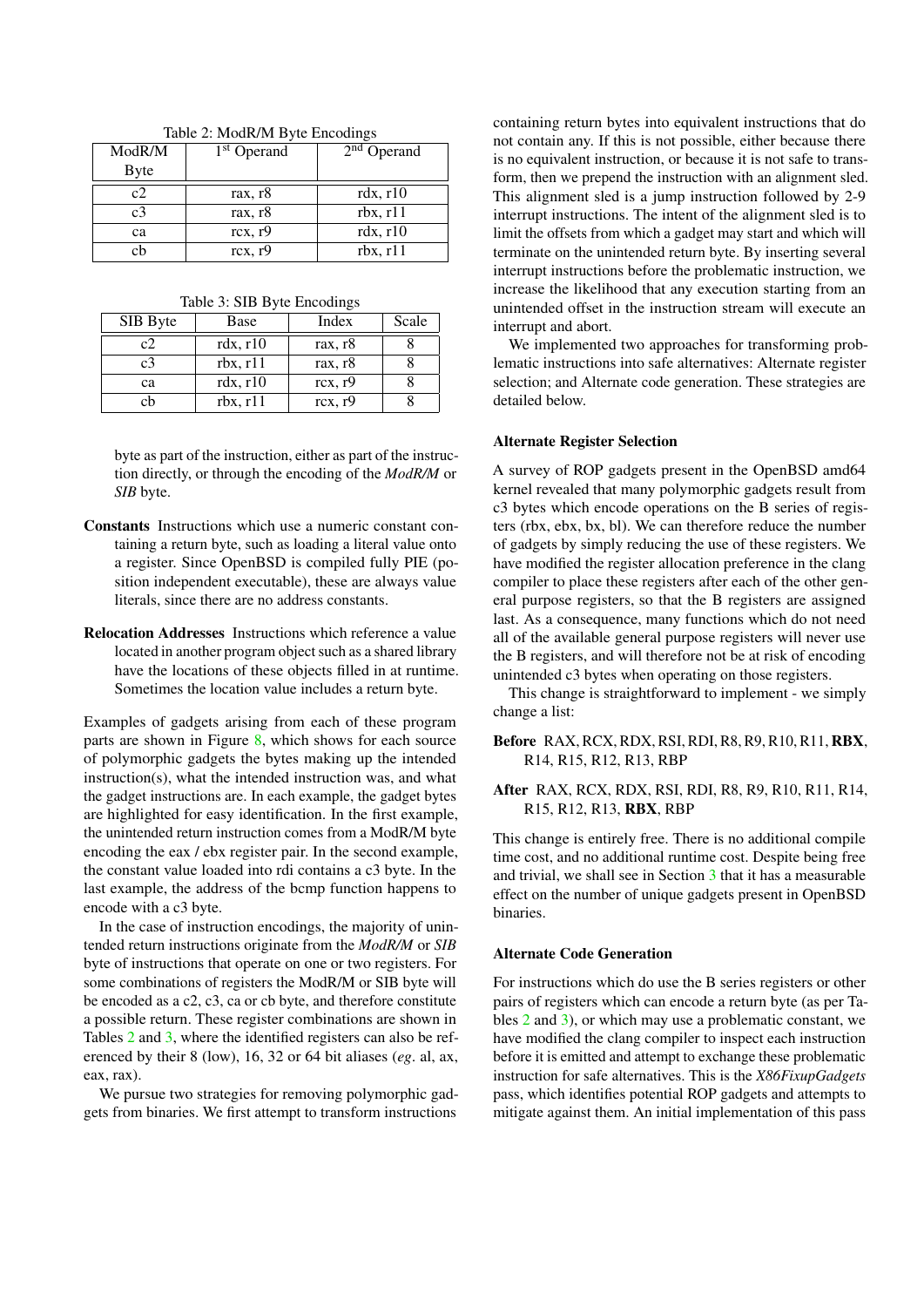Table 2: ModR/M Byte Encodings

| ModR/M Byte | 1st Operand | 2nd Operand |
|---|---|---|
| c2 | rax, r8 | rdx, r10 |
| c3 | rax, r8 | rbx, r11 |
| ca | rcx, r9 | rdx, r10 |
| cb | rcx, r9 | rbx, r11 |

Table 3: SIB Byte Encodings

| SIB Byte | Base | Index | Scale |
|---|---|---|---|
| c2 | rdx, r10 | rax, r8 | 8 |
| c3 | rbx, r11 | rax, r8 | 8 |
| ca | rdx, r10 | rcx, r9 | 8 |
| cb | rbx, r11 | rcx, r9 | 8 |

byte as part of the instruction, either as part of the instruction directly, or through the encoding of the *ModR/M* or *SIB* byte.

**Constants** Instructions which use a numeric constant containing a return byte, such as loading a literal value onto a register. Since OpenBSD is compiled fully PIE (position independent executable), these are always value literals, since there are no address constants.

**Relocation Addresses** Instructions which reference a value located in another program object such as a shared library have the locations of these objects filled in at runtime. Sometimes the location value includes a return byte.

Examples of gadgets arising from each of these program parts are shown in Figure 8, which shows for each source of polymorphic gadgets the bytes making up the intended instruction(s), what the intended instruction was, and what the gadget instructions are. In each example, the gadget bytes are highlighted for easy identification. In the first example, the unintended return instruction comes from a ModR/M byte encoding the eax / ebx register pair. In the second example, the constant value loaded into rdi contains a c3 byte. In the last example, the address of the bcmp function happens to encode with a c3 byte.

In the case of instruction encodings, the majority of unintended return instructions originate from the *ModR/M* or *SIB* byte of instructions that operate on one or two registers. For some combinations of registers the ModR/M or SIB byte will be encoded as a c2, c3, ca or cb byte, and therefore constitute a possible return. These register combinations are shown in Tables 2 and 3, where the identified registers can also be referenced by their 8 (low), 16, 32 or 64 bit aliases (*eg*. al, ax, eax, rax).

We pursue two strategies for removing polymorphic gadgets from binaries. We first attempt to transform instructions containing return bytes into equivalent instructions that do not contain any. If this is not possible, either because there is no equivalent instruction, or because it is not safe to transform, then we prepend the instruction with an alignment sled. This alignment sled is a jump instruction followed by 2-9 interrupt instructions. The intent of the alignment sled is to limit the offsets from which a gadget may start and which will terminate on the unintended return byte. By inserting several interrupt instructions before the problematic instruction, we increase the likelihood that any execution starting from an unintended offset in the instruction stream will execute an interrupt and abort.

We implemented two approaches for transforming problematic instructions into safe alternatives: Alternate register selection; and Alternate code generation. These strategies are detailed below.

#### Alternate Register Selection

A survey of ROP gadgets present in the OpenBSD amd64 kernel revealed that many polymorphic gadgets result from c3 bytes which encode operations on the B series of registers (rbx, ebx, bx, bl). We can therefore reduce the number of gadgets by simply reducing the use of these registers. We have modified the register allocation preference in the clang compiler to place these registers after each of the other general purpose registers, so that the B registers are assigned last. As a consequence, many functions which do not need all of the available general purpose registers will never use the B registers, and will therefore not be at risk of encoding unintended c3 bytes when operating on those registers.

This change is straightforward to implement - we simply change a list:

**Before** RAX, RCX, RDX, RSI, RDI, R8, R9, R10, R11, **RBX**, R14, R15, R12, R13, RBP

**After** RAX, RCX, RDX, RSI, RDI, R8, R9, R10, R11, R14, R15, R12, R13, **RBX**, RBP

This change is entirely free. There is no additional compile time cost, and no additional runtime cost. Despite being free and trivial, we shall see in Section 3 that it has a measurable effect on the number of unique gadgets present in OpenBSD binaries.

#### Alternate Code Generation

For instructions which do use the B series registers or other pairs of registers which can encode a return byte (as per Tables 2 and 3), or which may use a problematic constant, we have modified the clang compiler to inspect each instruction before it is emitted and attempt to exchange these problematic instruction for safe alternatives. This is the *X86FixupGadgets* pass, which identifies potential ROP gadgets and attempts to mitigate against them. An initial implementation of this pass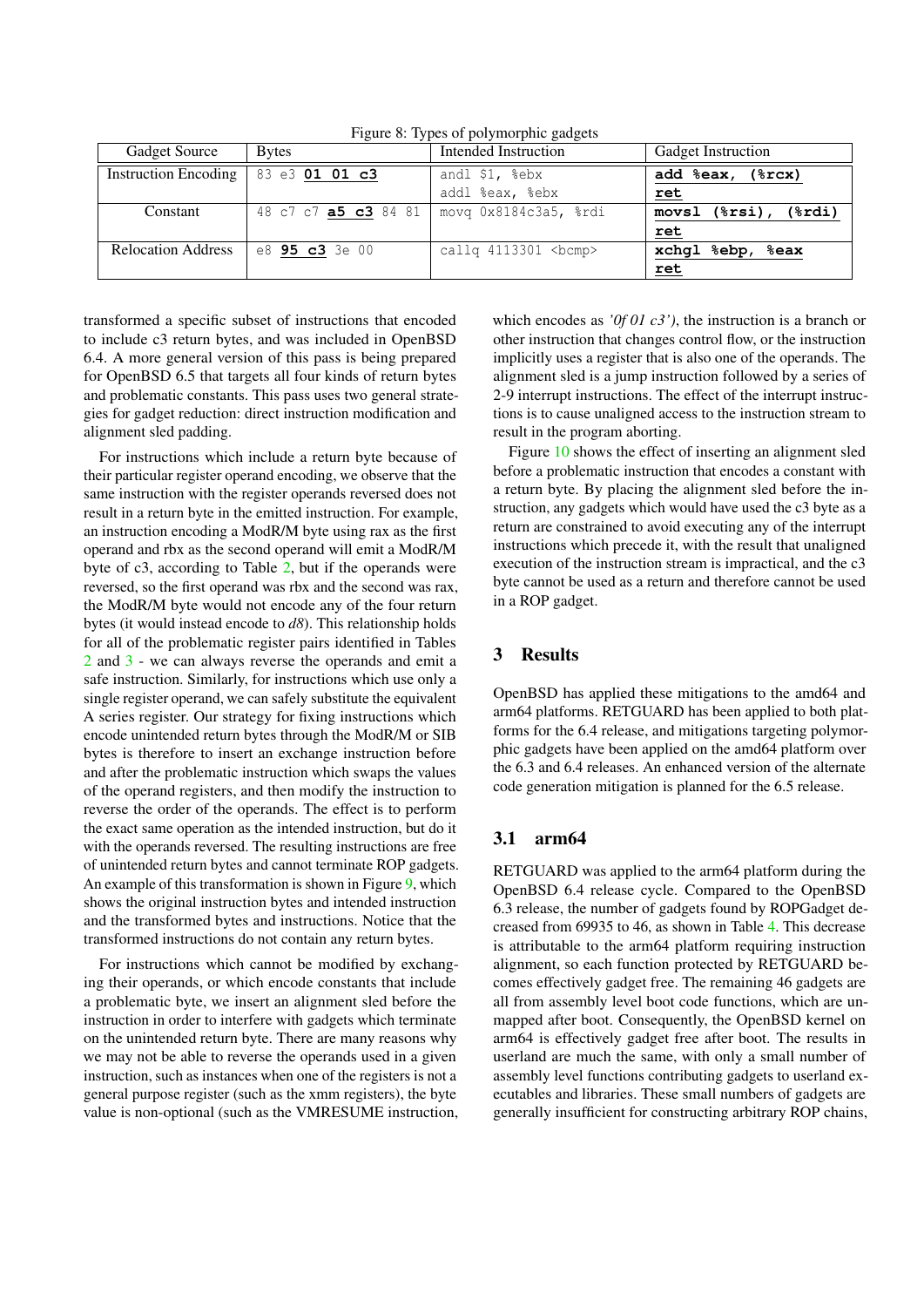Figure 8: Types of polymorphic gadgets

| Gadget Source | Bytes | Intended Instruction | Gadget Instruction |
|---|---|---|---|
| Instruction Encoding | 83 e3 **01 01 c3** | andl $1, %ebx<br>addl %eax, %ebx | **add %eax, (%rcx)**<br>**ret** |
| Constant | 48 c7 c7 **a5 c3** 84 81 | movq 0x8184c3a5, %rdi | **movsl (%rsi), (%rdi)**<br>**ret** |
| Relocation Address | e8 **95 c3** 3e 00 | callq 4113301 <bcmp> | **xchgl %ebp, %eax**<br>**ret** |

transformed a specific subset of instructions that encoded to include c3 return bytes, and was included in OpenBSD 6.4. A more general version of this pass is being prepared for OpenBSD 6.5 that targets all four kinds of return bytes and problematic constants. This pass uses two general strategies for gadget reduction: direct instruction modification and alignment sled padding.

For instructions which include a return byte because of their particular register operand encoding, we observe that the same instruction with the register operands reversed does not result in a return byte in the emitted instruction. For example, an instruction encoding a ModR/M byte using rax as the first operand and rbx as the second operand will emit a ModR/M byte of c3, according to Table 2, but if the operands were reversed, so the first operand was rbx and the second was rax, the ModR/M byte would not encode any of the four return bytes (it would instead encode to *d8*). This relationship holds for all of the problematic register pairs identified in Tables 2 and 3 - we can always reverse the operands and emit a safe instruction. Similarly, for instructions which use only a single register operand, we can safely substitute the equivalent A series register. Our strategy for fixing instructions which encode unintended return bytes through the ModR/M or SIB bytes is therefore to insert an exchange instruction before and after the problematic instruction which swaps the values of the operand registers, and then modify the instruction to reverse the order of the operands. The effect is to perform the exact same operation as the intended instruction, but do it with the operands reversed. The resulting instructions are free of unintended return bytes and cannot terminate ROP gadgets. An example of this transformation is shown in Figure 9, which shows the original instruction bytes and intended instruction and the transformed bytes and instructions. Notice that the transformed instructions do not contain any return bytes.

For instructions which cannot be modified by exchanging their operands, or which encode constants that include a problematic byte, we insert an alignment sled before the instruction in order to interfere with gadgets which terminate on the unintended return byte. There are many reasons why we may not be able to reverse the operands used in a given instruction, such as instances when one of the registers is not a general purpose register (such as the xmm registers), the byte value is non-optional (such as the VMRESUME instruction, which encodes as *'0f 01 c3')*, the instruction is a branch or other instruction that changes control flow, or the instruction implicitly uses a register that is also one of the operands. The alignment sled is a jump instruction followed by a series of 2-9 interrupt instructions. The effect of the interrupt instructions is to cause unaligned access to the instruction stream to result in the program aborting.

Figure 10 shows the effect of inserting an alignment sled before a problematic instruction that encodes a constant with a return byte. By placing the alignment sled before the instruction, any gadgets which would have used the c3 byte as a return are constrained to avoid executing any of the interrupt instructions which precede it, with the result that unaligned execution of the instruction stream is impractical, and the c3 byte cannot be used as a return and therefore cannot be used in a ROP gadget.

## 3 Results

OpenBSD has applied these mitigations to the amd64 and arm64 platforms. RETGUARD has been applied to both platforms for the 6.4 release, and mitigations targeting polymorphic gadgets have been applied on the amd64 platform over the 6.3 and 6.4 releases. An enhanced version of the alternate code generation mitigation is planned for the 6.5 release.

### 3.1 arm64

RETGUARD was applied to the arm64 platform during the OpenBSD 6.4 release cycle. Compared to the OpenBSD 6.3 release, the number of gadgets found by ROPGadget decreased from 69935 to 46, as shown in Table 4. This decrease is attributable to the arm64 platform requiring instruction alignment, so each function protected by RETGUARD becomes effectively gadget free. The remaining 46 gadgets are all from assembly level boot code functions, which are unmapped after boot. Consequently, the OpenBSD kernel on arm64 is effectively gadget free after boot. The results in userland are much the same, with only a small number of assembly level functions contributing gadgets to userland executables and libraries. These small numbers of gadgets are generally insufficient for constructing arbitrary ROP chains,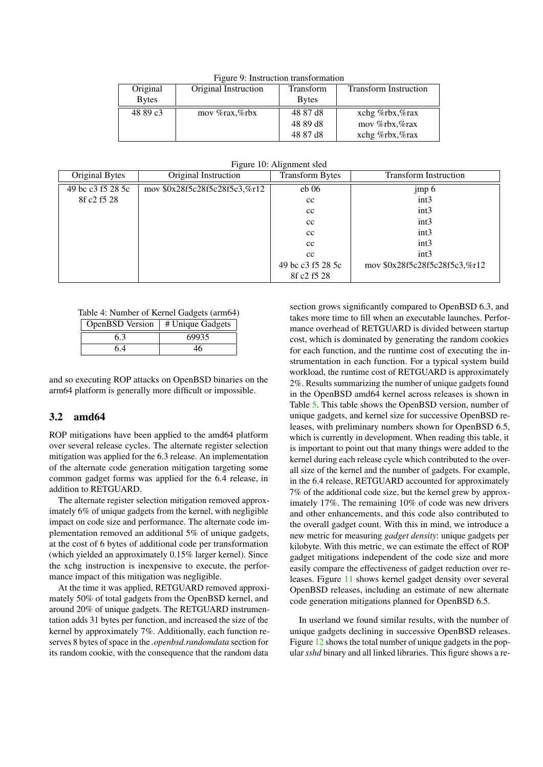Figure 9: Instruction transformation

| Original Bytes | Original Instruction | Transform Bytes | Transform Instruction |
| --- | --- | --- | --- |
| 48 89 c3 | mov %rax,%rbx | 48 87 d8 | xchg %rbx,%rax |
| | | 48 89 d8 | mov %rbx,%rax |
| | | 48 87 d8 | xchg %rbx,%rax |

Figure 10: Alignment sled

| Original Bytes | Original Instruction | Transform Bytes | Transform Instruction |
| --- | --- | --- | --- |
| 49 bc c3 f5 28 5c 8f c2 f5 28 | mov $0x28f5c28f5c28f5c3,%r12 | eb 06 | jmp 6 |
| | | cc | int3 |
| | | cc | int3 |
| | | cc | int3 |
| | | cc | int3 |
| | | cc | int3 |
| | | cc | int3 |
| | | 49 bc c3 f5 28 5c 8f c2 f5 28 | mov $0x28f5c28f5c28f5c3,%r12 |

Table 4: Number of Kernel Gadgets (arm64)

| OpenBSD Version | # Unique Gadgets |
| --- | --- |
| 6.3 | 69935 |
| 6.4 | 46 |

and so executing ROP attacks on OpenBSD binaries on the arm64 platform is generally more difficult or impossible.

## 3.2 amd64

ROP mitigations have been applied to the amd64 platform over several release cycles. The alternate register selection mitigation was applied for the 6.3 release. An implementation of the alternate code generation mitigation targeting some common gadget forms was applied for the 6.4 release, in addition to RETGUARD.

The alternate register selection mitigation removed approximately 6% of unique gadgets from the kernel, with negligible impact on code size and performance. The alternate code implementation removed an additional 5% of unique gadgets, at the cost of 6 bytes of additional code per transformation (which yielded an approximately 0.15% larger kernel). Since the xchg instruction is inexpensive to execute, the performance impact of this mitigation was negligible.

At the time it was applied, RETGUARD removed approximately 50% of total gadgets from the OpenBSD kernel, and around 20% of unique gadgets. The RETGUARD instrumentation adds 31 bytes per function, and increased the size of the kernel by approximately 7%. Additionally, each function reserves 8 bytes of space in the *.openbsd.randomdata* section for its random cookie, with the consequence that the random data section grows significantly compared to OpenBSD 6.3, and takes more time to fill when an executable launches. Performance overhead of RETGUARD is divided between startup cost, which is dominated by generating the random cookies for each function, and the runtime cost of executing the instrumentation in each function. For a typical system build workload, the runtime cost of RETGUARD is approximately 2%. Results summarizing the number of unique gadgets found in the OpenBSD amd64 kernel across releases is shown in Table 5. This table shows the OpenBSD version, number of unique gadgets, and kernel size for successive OpenBSD releases, with preliminary numbers shown for OpenBSD 6.5, which is currently in development. When reading this table, it is important to point out that many things were added to the kernel during each release cycle which contributed to the overall size of the kernel and the number of gadgets. For example, in the 6.4 release, RETGUARD accounted for approximately 7% of the additional code size, but the kernel grew by approximately 17%. The remaining 10% of code was new drivers and other enhancements, and this code also contributed to the overall gadget count. With this in mind, we introduce a new metric for measuring *gadget density*: unique gadgets per kilobyte. With this metric, we can estimate the effect of ROP gadget mitigations independent of the code size and more easily compare the effectiveness of gadget reduction over releases. Figure 11 shows kernel gadget density over several OpenBSD releases, including an estimate of new alternate code generation mitigations planned for OpenBSD 6.5.

In userland we found similar results, with the number of unique gadgets declining in successive OpenBSD releases. Figure 12 shows the total number of unique gadgets in the popular *sshd* binary and all linked libraries. This figure shows a re-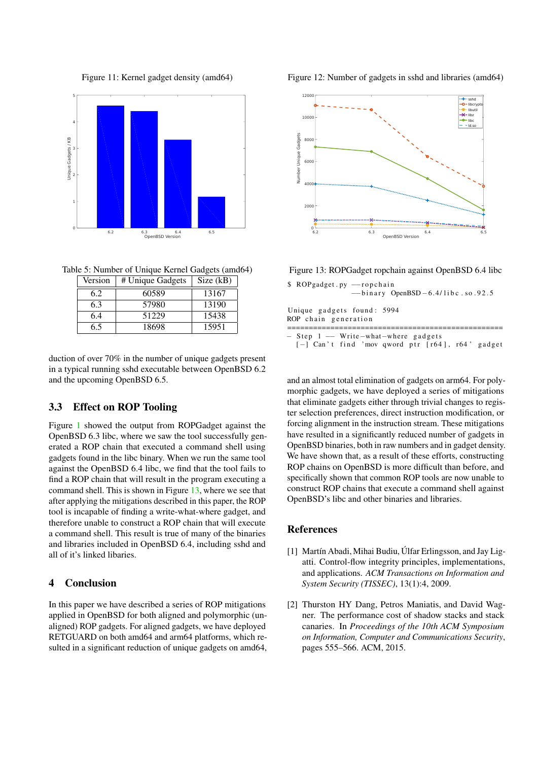Figure 11: Kernel gadget density (amd64)

Unique Gadgets / KB

5
4
3
2
1
0

6.2
6.3
6.4
6.5

OpenBSD Version

Figure 12: Number of gadgets in sshd and libraries (amd64)

Number Unique Gadgets

12000
10000
8000
6000
4000
2000
0

6.2
6.3
6.4
6.5

OpenBSD Version

sshd
libcrypto
libutil
libz
libc
ld.so

Table 5: Number of Unique Kernel Gadgets (amd64)

| Version | # Unique Gadgets | Size (kB) |
|---|---|---|
| 6.2 | 60589 | 13167 |
| 6.3 | 57980 | 13190 |
| 6.4 | 51229 | 15438 |
| 6.5 | 18698 | 15951 |

Figure 13: ROPGadget ropchain against OpenBSD 6.4 libc

```
$ ROPgadget.py --ropchain
            --binary OpenBSD-6.4/libc.so.92.5

Unique gadgets found: 5994
ROP chain generation
===========================================================
- Step 1 -- Write-what-where gadgets
   [-] Can't find 'mov qword ptr [r64], r64' gadget
```

duction of over 70% in the number of unique gadgets present in a typical running sshd executable between OpenBSD 6.2 and the upcoming OpenBSD 6.5.

## 3.3 Effect on ROP Tooling

Figure 1 showed the output from ROPGadget against the OpenBSD 6.3 libc, where we saw the tool successfully generated a ROP chain that executed a command shell using gadgets found in the libc binary. When we run the same tool against the OpenBSD 6.4 libc, we find that the tool fails to find a ROP chain that will result in the program executing a command shell. This is shown in Figure 13, where we see that after applying the mitigations described in this paper, the ROP tool is incapable of finding a write-what-where gadget, and therefore unable to construct a ROP chain that will execute a command shell. This result is true of many of the binaries and libraries included in OpenBSD 6.4, including sshd and all of it's linked libaries.

# 4 Conclusion

In this paper we have described a series of ROP mitigations applied in OpenBSD for both aligned and polymorphic (unaligned) ROP gadgets. For aligned gadgets, we have deployed RETGUARD on both amd64 and arm64 platforms, which resulted in a significant reduction of unique gadgets on amd64, and an almost total elimination of gadgets on arm64. For polymorphic gadgets, we have deployed a series of mitigations that eliminate gadgets either through trivial changes to register selection preferences, direct instruction modification, or forcing alignment in the instruction stream. These mitigations have resulted in a significantly reduced number of gadgets in OpenBSD binaries, both in raw numbers and in gadget density. We have shown that, as a result of these efforts, constructing ROP chains on OpenBSD is more difficult than before, and specifically shown that common ROP tools are now unable to construct ROP chains that execute a command shell against OpenBSD's libc and other binaries and libraries.

# References

[1] Martín Abadi, Mihai Budiu, Úlfar Erlingsson, and Jay Ligatti. Control-flow integrity principles, implementations, and applications. *ACM Transactions on Information and System Security (TISSEC)*, 13(1):4, 2009.

[2] Thurston HY Dang, Petros Maniatis, and David Wagner. The performance cost of shadow stacks and stack canaries. In *Proceedings of the 10th ACM Symposium on Information, Computer and Communications Security*, pages 555–566. ACM, 2015.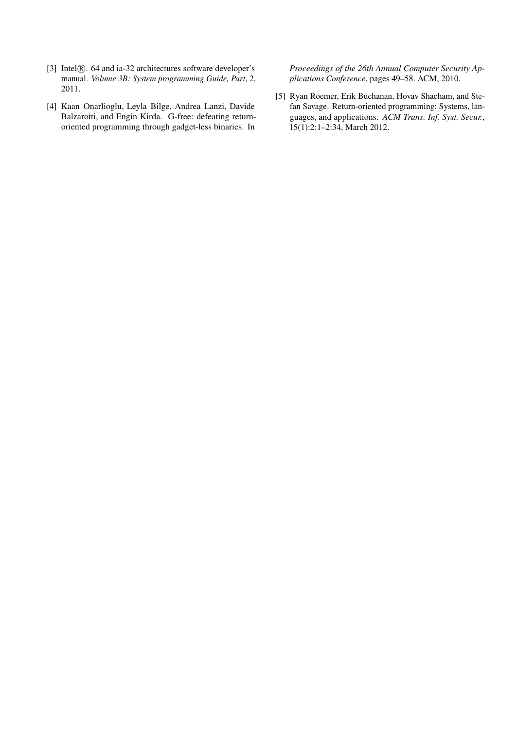[3] Intel®. 64 and ia-32 architectures software developer's manual. *Volume 3B: System programming Guide, Part*, 2, 2011.

[4] Kaan Onarlioglu, Leyla Bilge, Andrea Lanzi, Davide Balzarotti, and Engin Kirda. G-free: defeating return-oriented programming through gadget-less binaries. In *Proceedings of the 26th Annual Computer Security Applications Conference*, pages 49–58. ACM, 2010.

[5] Ryan Roemer, Erik Buchanan, Hovav Shacham, and Stefan Savage. Return-oriented programming: Systems, languages, and applications. *ACM Trans. Inf. Syst. Secur.*, 15(1):2:1–2:34, March 2012.